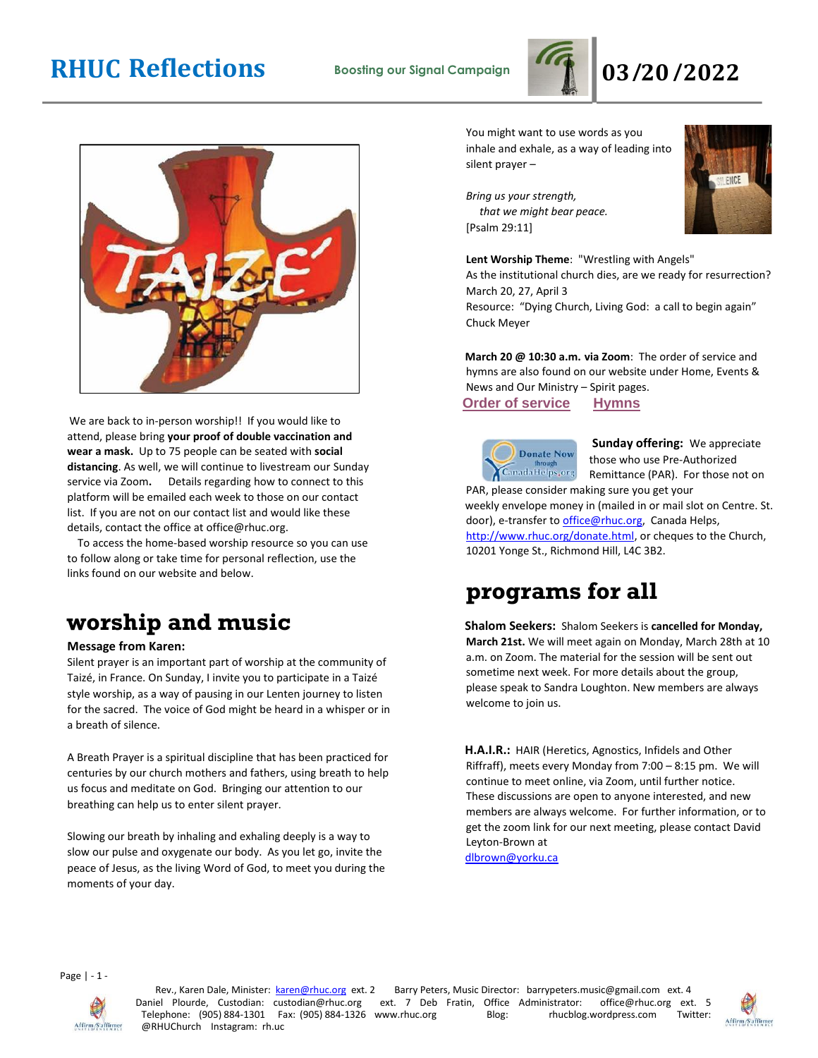# RHUC Reflections

**Boosting our Signal Campaign**

**03/20/2022**

We are back to in-person worship!! If you would like to attend, please bring **your proof of double vaccination and wear a mask.** Up to 75 people can be seated with **social distancing**. As well, we will continue to livestream our Sunday service via Zoom**.** Details regarding how to connect to this platform will be emailed each week to those on our contact list. If you are not on our contact list and would like these details, contact the office at office@rhuc.org.

To access the home-based worship resource so you can use to follow along or take time for personal reflection, use the links found on our website and below.

## worship and music

**Message from Karen:**

Silent prayer is an important part of worship at the community of Taizé, in France. On Sunday, I invite you to participate in a Taizé style worship, as a way of pausing in our Lenten journey to listen for the sacred. The voice of God might be heard in a whisper or in a breath of silence.

A Breath Prayer is a spiritual discipline that has been practiced for centuries by our church mothers and fathers, using breath to help us focus and meditate on God. Bringing our attention to our breathing can help us to enter silent prayer.

Slowing our breath by inhaling and exhaling deeply is a way to slow our pulse and oxygenate our body. As you let go, invite the peace of Jesus, as the living Word of God, to meet you during the moments of your day.

You might want to use words as you inhale and exhale, as a way of leading into silent prayer –

*Bring us your strength,*
*that we might bear peace.*
[Psalm 29:11]

**Lent Worship Theme**: "Wrestling with Angels"
As the institutional church dies, are we ready for resurrection?
March 20, 27, April 3
Resource: "Dying Church, Living God: a call to begin again" Chuck Meyer

**March 20 @ 10:30 a.m. via Zoom**: The order of service and hymns are also found on our website under Home, Events & News and Our Ministry – Spirit pages.

**Order of service** **Hymns**

**Sunday offering:** We appreciate those who use Pre-Authorized Remittance (PAR). For those not on PAR, please consider making sure you get your weekly envelope money in (mailed in or mail slot on Centre. St. door), e-transfer to office@rhuc.org, Canada Helps, http://www.rhuc.org/donate.html, or cheques to the Church, 10201 Yonge St., Richmond Hill, L4C 3B2.

## programs for all

**Shalom Seekers:** Shalom Seekers is **cancelled for Monday, March 21st.** We will meet again on Monday, March 28th at 10 a.m. on Zoom. The material for the session will be sent out sometime next week. For more details about the group, please speak to Sandra Loughton. New members are always welcome to join us.

**H.A.I.R.:** HAIR (Heretics, Agnostics, Infidels and Other Riffraff), meets every Monday from 7:00 – 8:15 pm. We will continue to meet online, via Zoom, until further notice. These discussions are open to anyone interested, and new members are always welcome. For further information, or to get the zoom link for our next meeting, please contact David Leyton-Brown at dlbrown@yorku.ca

Rev., Karen Dale, Minister: karen@rhuc.org ext. 2 Barry Peters, Music Director: barrypeters.music@gmail.com ext. 4 Daniel Plourde, Custodian: custodian@rhuc.org ext. 7 Deb Fratin, Office Administrator: office@rhuc.org ext. 5 Telephone: (905) 884-1301 Fax: (905) 884-1326 www.rhuc.org Blog: rhucblog.wordpress.com Twitter: @RHUChurch Instagram: rh.uc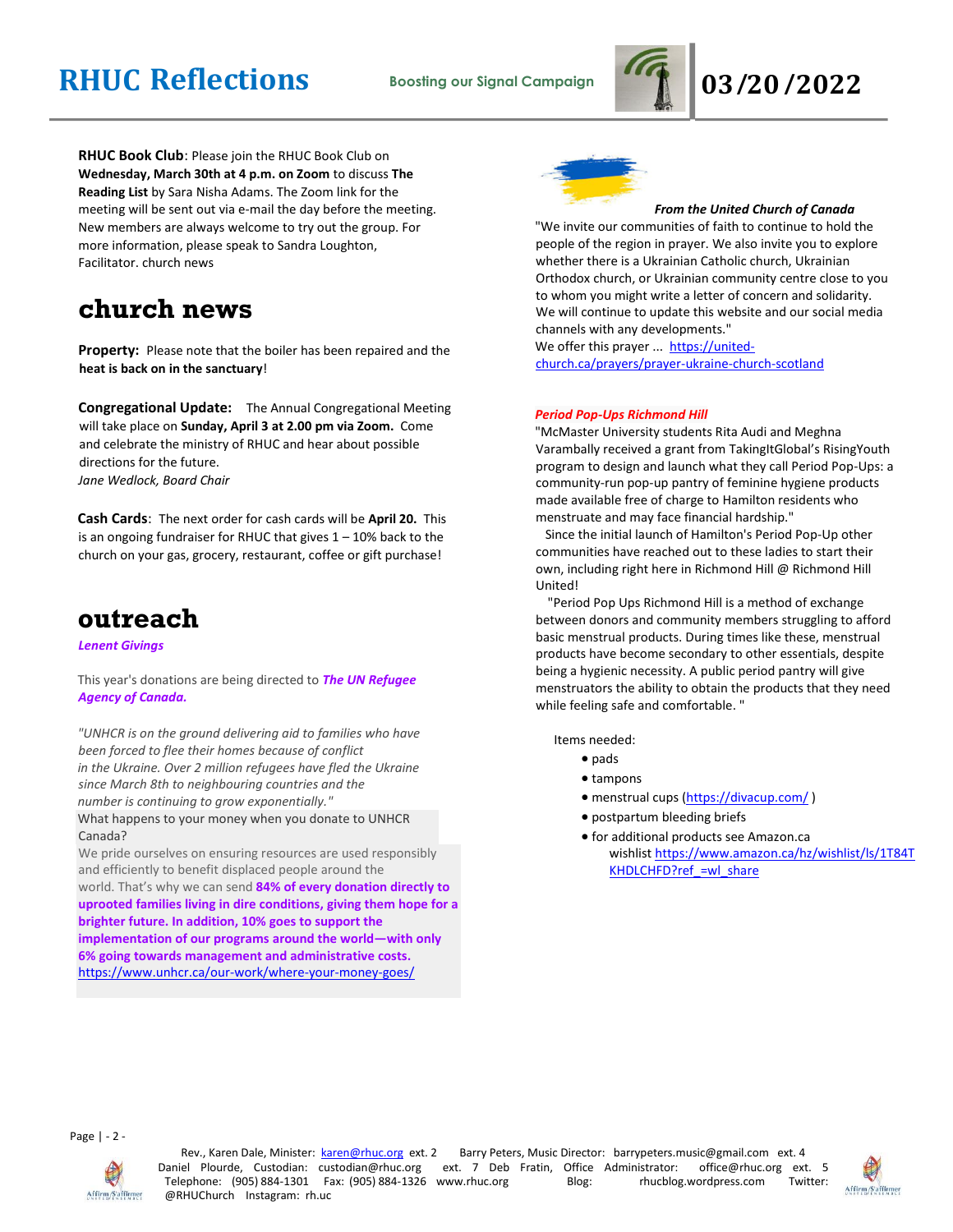**RHUC Book Club**: Please join the RHUC Book Club on **Wednesday, March 30th at 4 p.m. on Zoom** to discuss **The Reading List** by Sara Nisha Adams. The Zoom link for the meeting will be sent out via e-mail the day before the meeting. New members are always welcome to try out the group. For more information, please speak to Sandra Loughton, Facilitator. church news

# church news

**Property:** Please note that the boiler has been repaired and the **heat is back on in the sanctuary**!

**Congregational Update:** The Annual Congregational Meeting will take place on **Sunday, April 3 at 2.00 pm via Zoom.** Come and celebrate the ministry of RHUC and hear about possible directions for the future.
*Jane Wedlock, Board Chair*

**Cash Cards**: The next order for cash cards will be **April 20.** This is an ongoing fundraiser for RHUC that gives 1 – 10% back to the church on your gas, grocery, restaurant, coffee or gift purchase!

# outreach

***Lenent Givings***

This year's donations are being directed to ***The UN Refugee Agency of Canada.***

*"UNHCR is on the ground delivering aid to families who have been forced to flee their homes because of conflict in the Ukraine. Over 2 million refugees have fled the Ukraine since March 8th to neighbouring countries and the number is continuing to grow exponentially."*

What happens to your money when you donate to UNHCR Canada?

We pride ourselves on ensuring resources are used responsibly and efficiently to benefit displaced people around the world. That's why we can send **84% of every donation directly to uprooted families living in dire conditions, giving them hope for a brighter future. In addition, 10% goes to support the implementation of our programs around the world—with only 6% going towards management and administrative costs.**
https://www.unhcr.ca/our-work/where-your-money-goes/

***From the United Church of Canada***

"We invite our communities of faith to continue to hold the people of the region in prayer. We also invite you to explore whether there is a Ukrainian Catholic church, Ukrainian Orthodox church, or Ukrainian community centre close to you to whom you might write a letter of concern and solidarity. We will continue to update this website and our social media channels with any developments."

We offer this prayer ... https://united-church.ca/prayers/prayer-ukraine-church-scotland

***Period Pop-Ups Richmond Hill***

"McMaster University students Rita Audi and Meghna Varambally received a grant from TakingItGlobal's RisingYouth program to design and launch what they call Period Pop-Ups: a community-run pop-up pantry of feminine hygiene products made available free of charge to Hamilton residents who menstruate and may face financial hardship."

Since the initial launch of Hamilton's Period Pop-Up other communities have reached out to these ladies to start their own, including right here in Richmond Hill @ Richmond Hill United!

"Period Pop Ups Richmond Hill is a method of exchange between donors and community members struggling to afford basic menstrual products. During times like these, menstrual products have become secondary to other essentials, despite being a hygienic necessity. A public period pantry will give menstruators the ability to obtain the products that they need while feeling safe and comfortable. "

Items needed:

- pads
- tampons
- menstrual cups (https://divacup.com/ )
- postpartum bleeding briefs
- for additional products see Amazon.ca wishlist https://www.amazon.ca/hz/wishlist/ls/1T84TKHDLCHFD?ref_=wl_share

Rev., Karen Dale, Minister: karen@rhuc.org ext. 2 Barry Peters, Music Director: barrypeters.music@gmail.com ext. 4
Daniel Plourde, Custodian: custodian@rhuc.org ext. 7 Deb Fratin, Office Administrator: office@rhuc.org ext. 5
Telephone: (905) 884-1301 Fax: (905) 884-1326 www.rhuc.org Blog: rhucblog.wordpress.com Twitter: @RHUChurch Instagram: rh.uc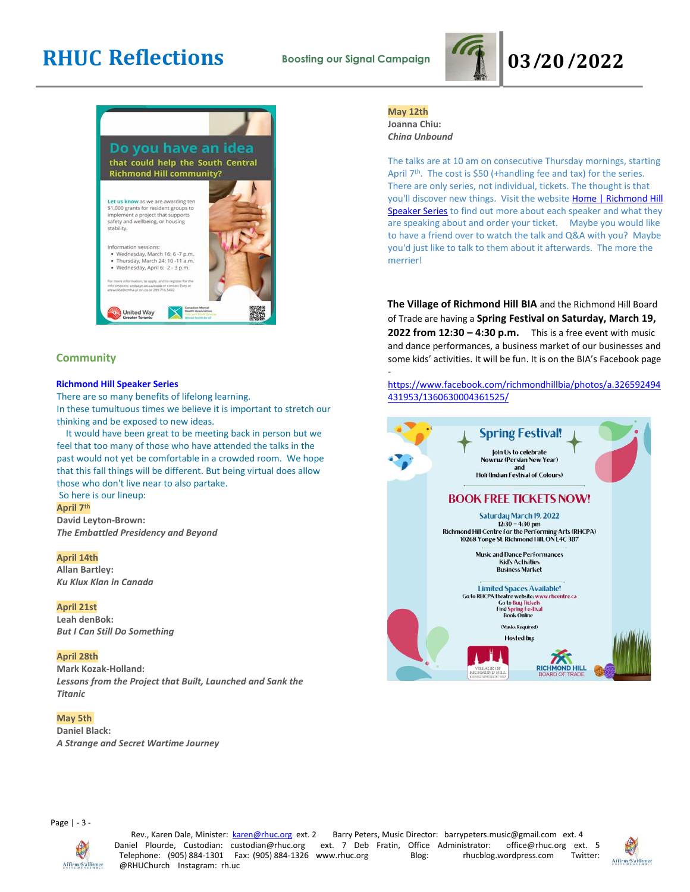## Community

### Richmond Hill Speaker Series

There are so many benefits of lifelong learning.
In these tumultuous times we believe it is important to stretch our thinking and be exposed to new ideas.

It would have been great to be meeting back in person but we feel that too many of those who have attended the talks in the past would not yet be comfortable in a crowded room. We hope that this fall things will be different. But being virtual does allow those who don't live near to also partake.

So here is our lineup:

**April 7th**
**David Leyton-Brown:**
***The Embattled Presidency and Beyond***

**April 14th**
**Allan Bartley:**
***Ku Klux Klan in Canada***

**April 21st**
**Leah denBok:**
***But I Can Still Do Something***

**April 28th**
**Mark Kozak-Holland:**
***Lessons from the Project that Built, Launched and Sank the Titanic***

**May 5th**
**Daniel Black:**
***A Strange and Secret Wartime Journey***

**May 12th**
**Joanna Chiu:**
***China Unbound***

The talks are at 10 am on consecutive Thursday mornings, starting April 7th. The cost is $50 (+handling fee and tax) for the series. There are only series, not individual, tickets. The thought is that you'll discover new things. Visit the website [Home | Richmond Hill Speaker Series] to find out more about each speaker and what they are speaking about and order your ticket. Maybe you would like to have a friend over to watch the talk and Q&A with you? Maybe you'd just like to talk to them about it afterwards. The more the merrier!

**The Village of Richmond Hill BIA** and the Richmond Hill Board of Trade are having a **Spring Festival on Saturday, March 19, 2022 from 12:30 – 4:30 p.m.** This is a free event with music and dance performances, a business market of our businesses and some kids' activities. It will be fun. It is on the BIA's Facebook page -

https://www.facebook.com/richmondhillbia/photos/a.326592494431953/1360630004361525/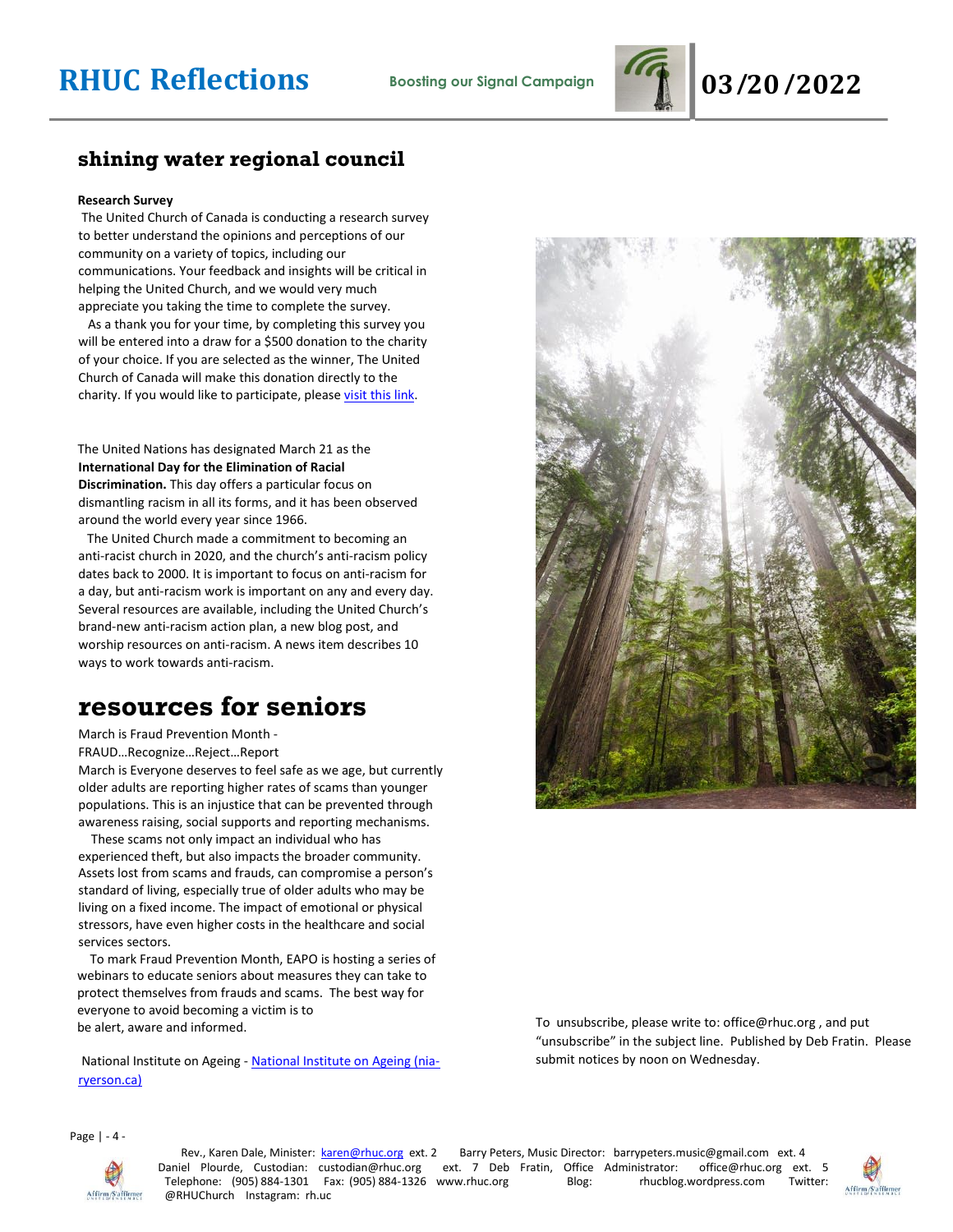## shining water regional council

**Research Survey**

The United Church of Canada is conducting a research survey to better understand the opinions and perceptions of our community on a variety of topics, including our communications. Your feedback and insights will be critical in helping the United Church, and we would very much appreciate you taking the time to complete the survey.

As a thank you for your time, by completing this survey you will be entered into a draw for a $500 donation to the charity of your choice. If you are selected as the winner, The United Church of Canada will make this donation directly to the charity. If you would like to participate, please visit this link.

The United Nations has designated March 21 as the **International Day for the Elimination of Racial Discrimination.** This day offers a particular focus on dismantling racism in all its forms, and it has been observed around the world every year since 1966.

The United Church made a commitment to becoming an anti-racist church in 2020, and the church's anti-racism policy dates back to 2000. It is important to focus on anti-racism for a day, but anti-racism work is important on any and every day. Several resources are available, including the United Church's brand-new anti-racism action plan, a new blog post, and worship resources on anti-racism. A news item describes 10 ways to work towards anti-racism.

# resources for seniors

March is Fraud Prevention Month - FRAUD…Recognize…Reject…Report

March is Everyone deserves to feel safe as we age, but currently older adults are reporting higher rates of scams than younger populations. This is an injustice that can be prevented through awareness raising, social supports and reporting mechanisms.

These scams not only impact an individual who has experienced theft, but also impacts the broader community. Assets lost from scams and frauds, can compromise a person's standard of living, especially true of older adults who may be living on a fixed income. The impact of emotional or physical stressors, have even higher costs in the healthcare and social services sectors.

To mark Fraud Prevention Month, EAPO is hosting a series of webinars to educate seniors about measures they can take to protect themselves from frauds and scams. The best way for everyone to avoid becoming a victim is to be alert, aware and informed.

National Institute on Ageing - National Institute on Ageing (nia-ryerson.ca)

To unsubscribe, please write to: office@rhuc.org , and put "unsubscribe" in the subject line. Published by Deb Fratin. Please submit notices by noon on Wednesday.